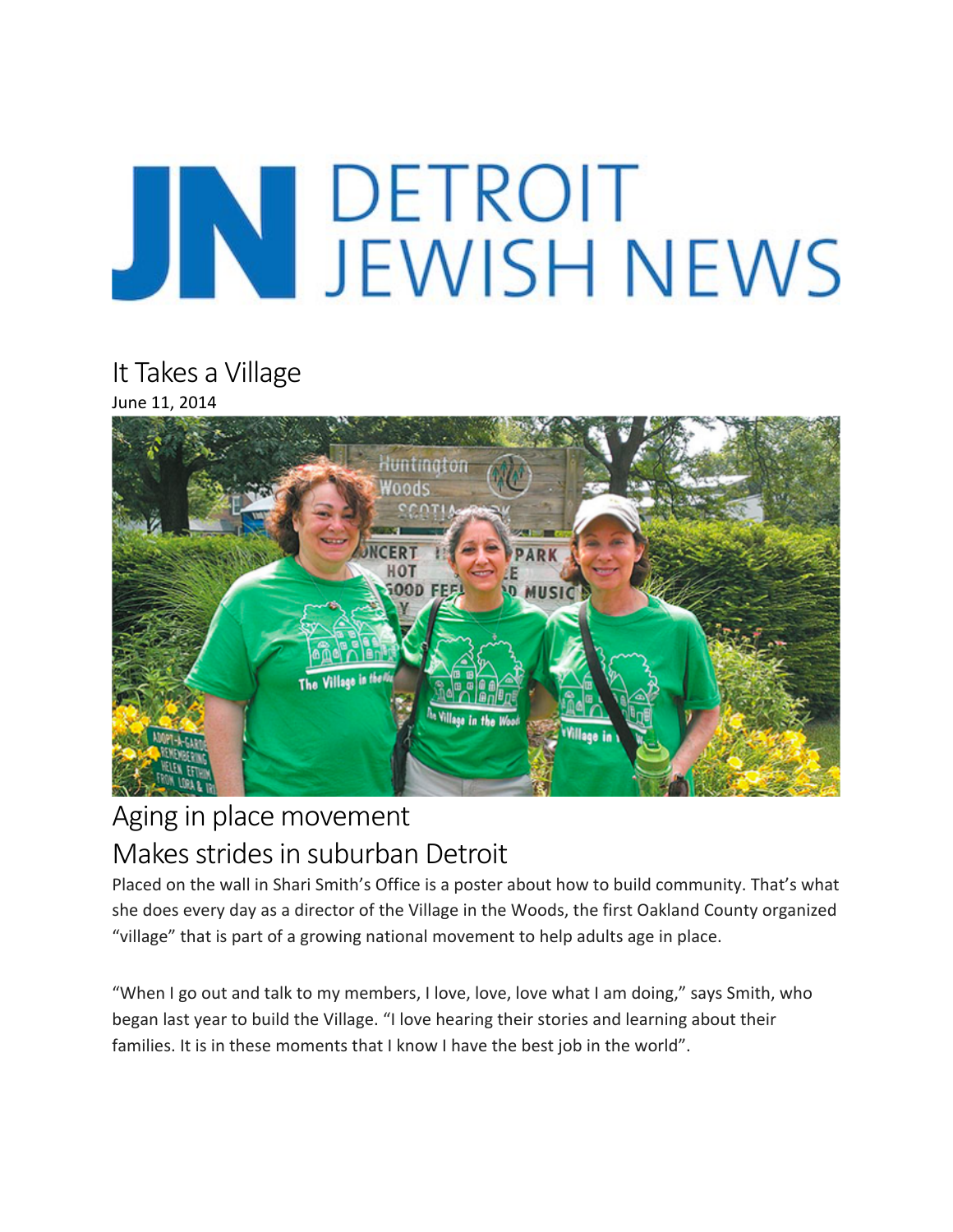# DETROIT JEWISH NEWS

## It Takes a Village

June 11, 2014

## Aging in place movement
## Makes strides in suburban Detroit

Placed on the wall in Shari Smith's Office is a poster about how to build community. That's what she does every day as a director of the Village in the Woods, the first Oakland County organized "village" that is part of a growing national movement to help adults age in place.

"When I go out and talk to my members, I love, love, love what I am doing," says Smith, who began last year to build the Village. "I love hearing their stories and learning about their families. It is in these moments that I know I have the best job in the world".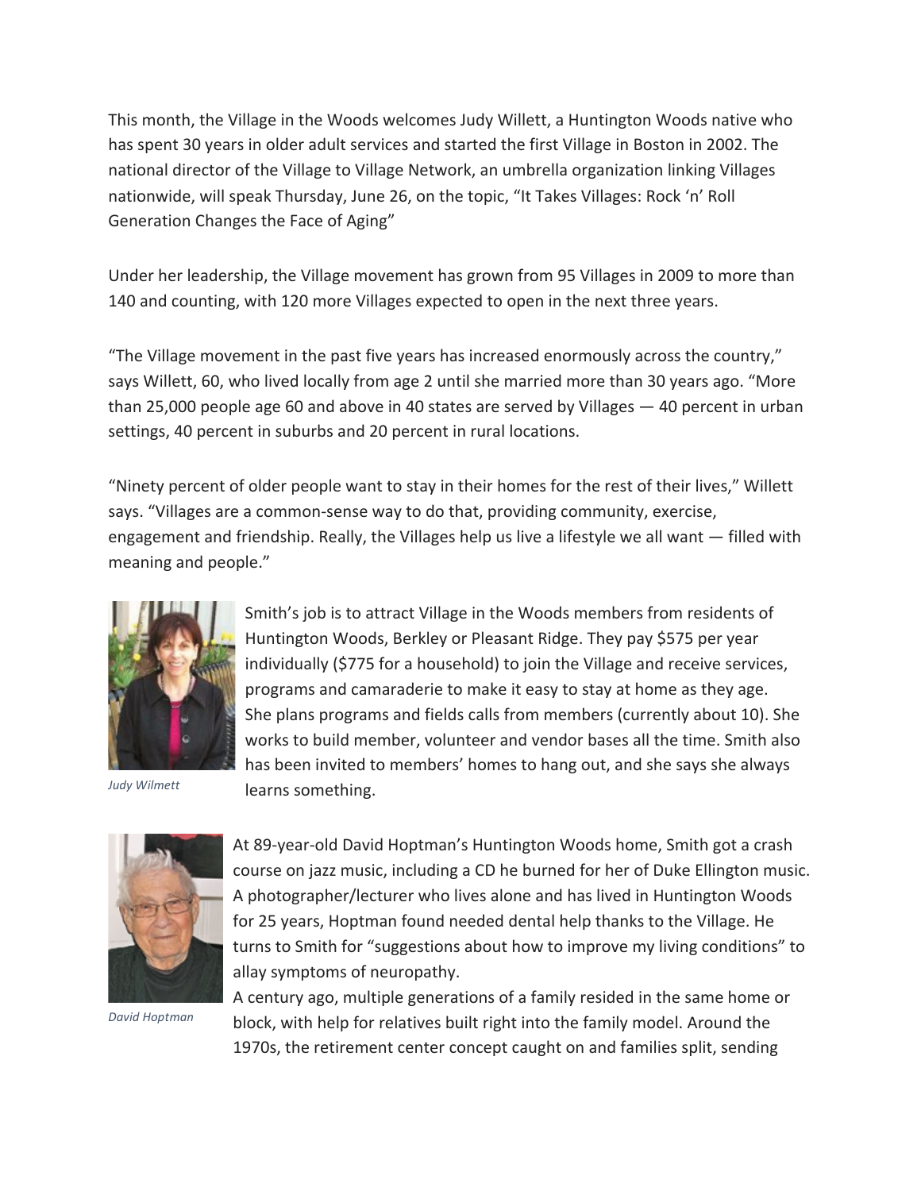This month, the Village in the Woods welcomes Judy Willett, a Huntington Woods native who has spent 30 years in older adult services and started the first Village in Boston in 2002. The national director of the Village to Village Network, an umbrella organization linking Villages nationwide, will speak Thursday, June 26, on the topic, "It Takes Villages: Rock 'n' Roll Generation Changes the Face of Aging"

Under her leadership, the Village movement has grown from 95 Villages in 2009 to more than 140 and counting, with 120 more Villages expected to open in the next three years.

"The Village movement in the past five years has increased enormously across the country," says Willett, 60, who lived locally from age 2 until she married more than 30 years ago. "More than 25,000 people age 60 and above in 40 states are served by Villages — 40 percent in urban settings, 40 percent in suburbs and 20 percent in rural locations.

"Ninety percent of older people want to stay in their homes for the rest of their lives," Willett says. "Villages are a common-sense way to do that, providing community, exercise, engagement and friendship. Really, the Villages help us live a lifestyle we all want — filled with meaning and people."

*Judy Wilmett*

Smith's job is to attract Village in the Woods members from residents of Huntington Woods, Berkley or Pleasant Ridge. They pay $575 per year individually ($775 for a household) to join the Village and receive services, programs and camaraderie to make it easy to stay at home as they age. She plans programs and fields calls from members (currently about 10). She works to build member, volunteer and vendor bases all the time. Smith also has been invited to members' homes to hang out, and she says she always learns something.

*David Hoptman*

At 89-year-old David Hoptman's Huntington Woods home, Smith got a crash course on jazz music, including a CD he burned for her of Duke Ellington music. A photographer/lecturer who lives alone and has lived in Huntington Woods for 25 years, Hoptman found needed dental help thanks to the Village. He turns to Smith for "suggestions about how to improve my living conditions" to allay symptoms of neuropathy.

A century ago, multiple generations of a family resided in the same home or block, with help for relatives built right into the family model. Around the 1970s, the retirement center concept caught on and families split, sending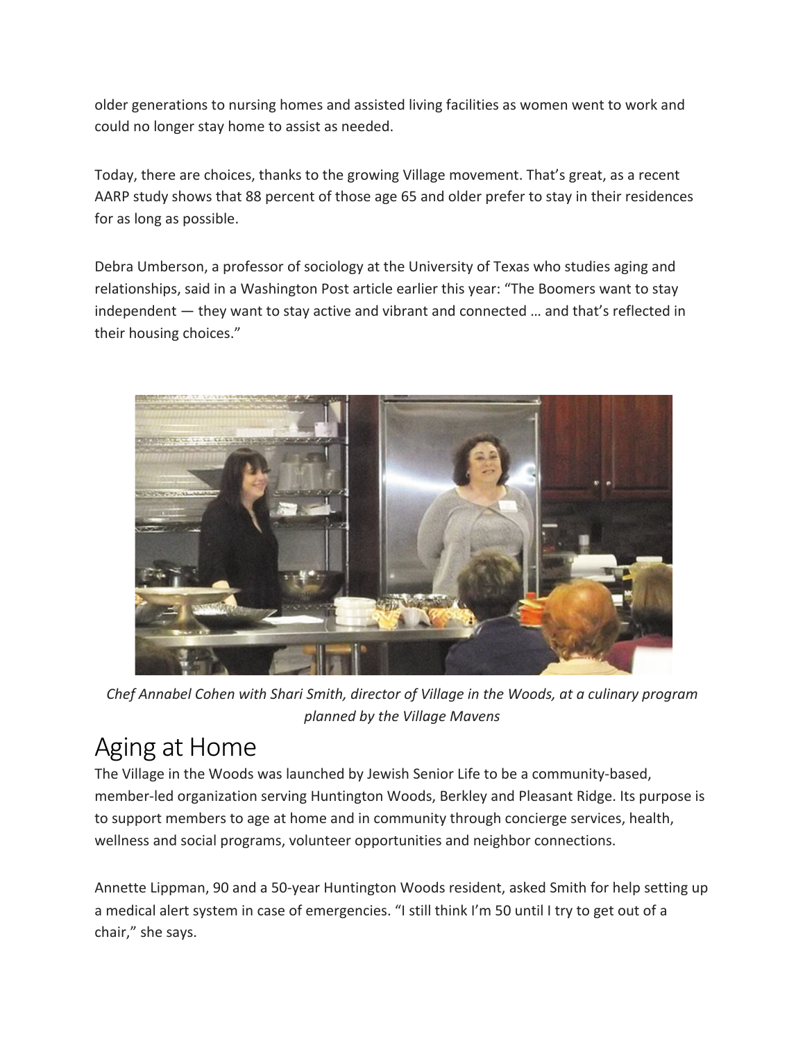older generations to nursing homes and assisted living facilities as women went to work and could no longer stay home to assist as needed.

Today, there are choices, thanks to the growing Village movement. That's great, as a recent AARP study shows that 88 percent of those age 65 and older prefer to stay in their residences for as long as possible.

Debra Umberson, a professor of sociology at the University of Texas who studies aging and relationships, said in a Washington Post article earlier this year: "The Boomers want to stay independent — they want to stay active and vibrant and connected … and that's reflected in their housing choices."

*Chef Annabel Cohen with Shari Smith, director of Village in the Woods, at a culinary program planned by the Village Mavens*

## Aging at Home

The Village in the Woods was launched by Jewish Senior Life to be a community-based, member-led organization serving Huntington Woods, Berkley and Pleasant Ridge. Its purpose is to support members to age at home and in community through concierge services, health, wellness and social programs, volunteer opportunities and neighbor connections.

Annette Lippman, 90 and a 50-year Huntington Woods resident, asked Smith for help setting up a medical alert system in case of emergencies. "I still think I'm 50 until I try to get out of a chair," she says.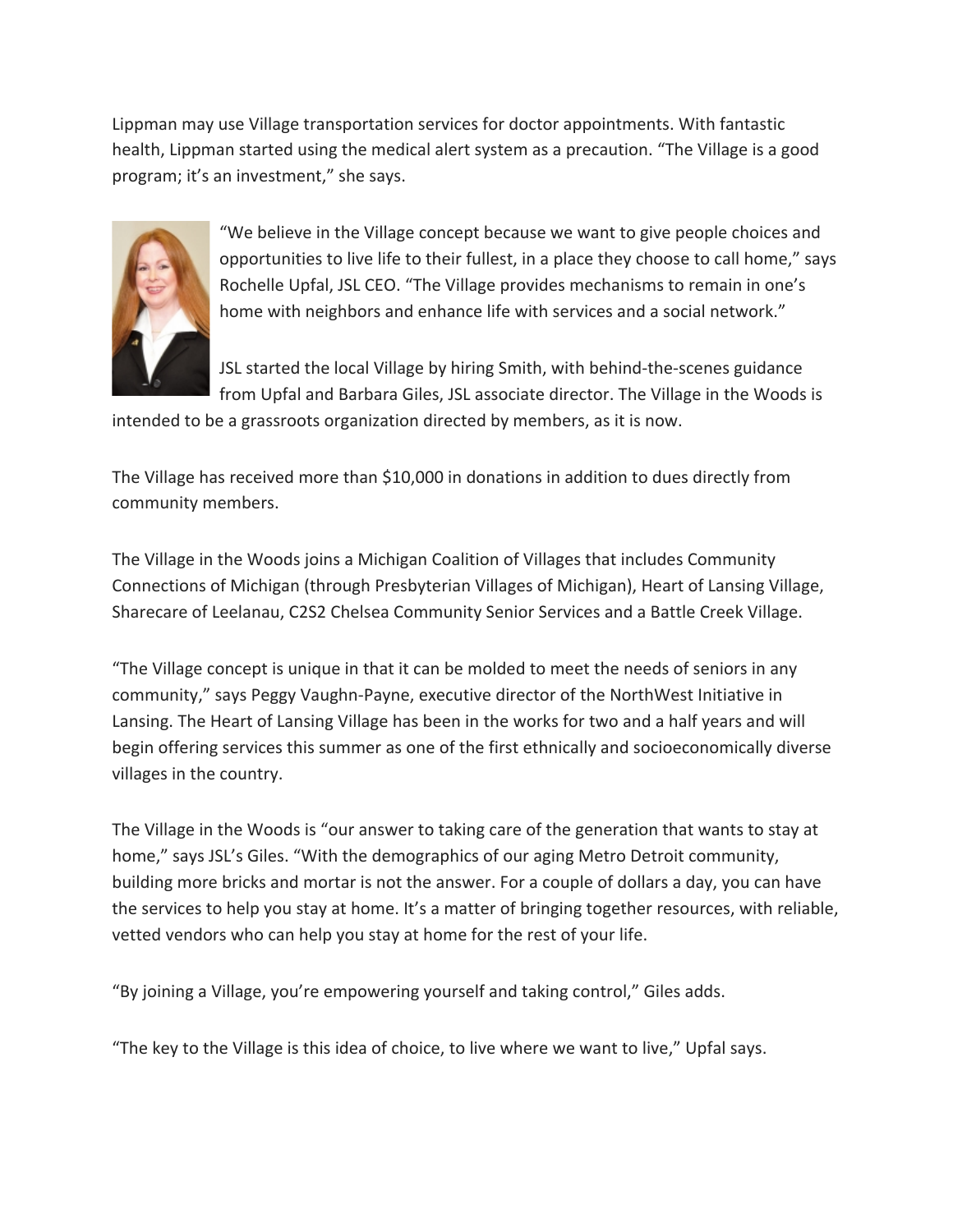Lippman may use Village transportation services for doctor appointments. With fantastic health, Lippman started using the medical alert system as a precaution. "The Village is a good program; it's an investment," she says.

"We believe in the Village concept because we want to give people choices and opportunities to live life to their fullest, in a place they choose to call home," says Rochelle Upfal, JSL CEO. "The Village provides mechanisms to remain in one's home with neighbors and enhance life with services and a social network."

JSL started the local Village by hiring Smith, with behind-the-scenes guidance from Upfal and Barbara Giles, JSL associate director. The Village in the Woods is intended to be a grassroots organization directed by members, as it is now.

The Village has received more than $10,000 in donations in addition to dues directly from community members.

The Village in the Woods joins a Michigan Coalition of Villages that includes Community Connections of Michigan (through Presbyterian Villages of Michigan), Heart of Lansing Village, Sharecare of Leelanau, C2S2 Chelsea Community Senior Services and a Battle Creek Village.

"The Village concept is unique in that it can be molded to meet the needs of seniors in any community," says Peggy Vaughn-Payne, executive director of the NorthWest Initiative in Lansing. The Heart of Lansing Village has been in the works for two and a half years and will begin offering services this summer as one of the first ethnically and socioeconomically diverse villages in the country.

The Village in the Woods is "our answer to taking care of the generation that wants to stay at home," says JSL's Giles. "With the demographics of our aging Metro Detroit community, building more bricks and mortar is not the answer. For a couple of dollars a day, you can have the services to help you stay at home. It's a matter of bringing together resources, with reliable, vetted vendors who can help you stay at home for the rest of your life.

"By joining a Village, you're empowering yourself and taking control," Giles adds.

"The key to the Village is this idea of choice, to live where we want to live," Upfal says.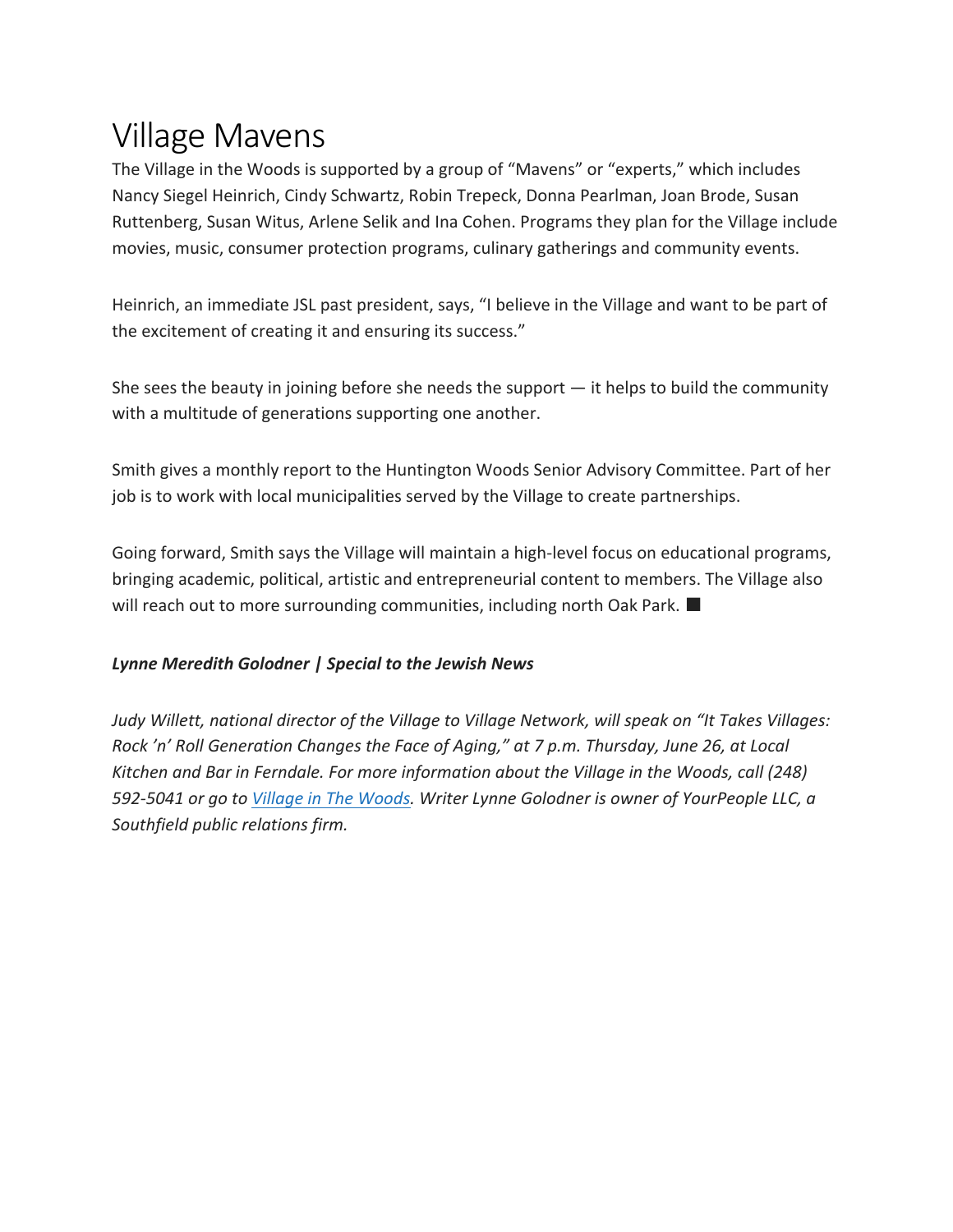## Village Mavens

The Village in the Woods is supported by a group of "Mavens" or "experts," which includes Nancy Siegel Heinrich, Cindy Schwartz, Robin Trepeck, Donna Pearlman, Joan Brode, Susan Ruttenberg, Susan Witus, Arlene Selik and Ina Cohen. Programs they plan for the Village include movies, music, consumer protection programs, culinary gatherings and community events.

Heinrich, an immediate JSL past president, says, "I believe in the Village and want to be part of the excitement of creating it and ensuring its success."

She sees the beauty in joining before she needs the support — it helps to build the community with a multitude of generations supporting one another.

Smith gives a monthly report to the Huntington Woods Senior Advisory Committee. Part of her job is to work with local municipalities served by the Village to create partnerships.

Going forward, Smith says the Village will maintain a high-level focus on educational programs, bringing academic, political, artistic and entrepreneurial content to members. The Village also will reach out to more surrounding communities, including north Oak Park. ■

***Lynne Meredith Golodner | Special to the Jewish News***

*Judy Willett, national director of the Village to Village Network, will speak on "It Takes Villages: Rock 'n' Roll Generation Changes the Face of Aging," at 7 p.m. Thursday, June 26, at Local Kitchen and Bar in Ferndale. For more information about the Village in the Woods, call (248) 592-5041 or go to [Village in The Woods](). Writer Lynne Golodner is owner of YourPeople LLC, a Southfield public relations firm.*